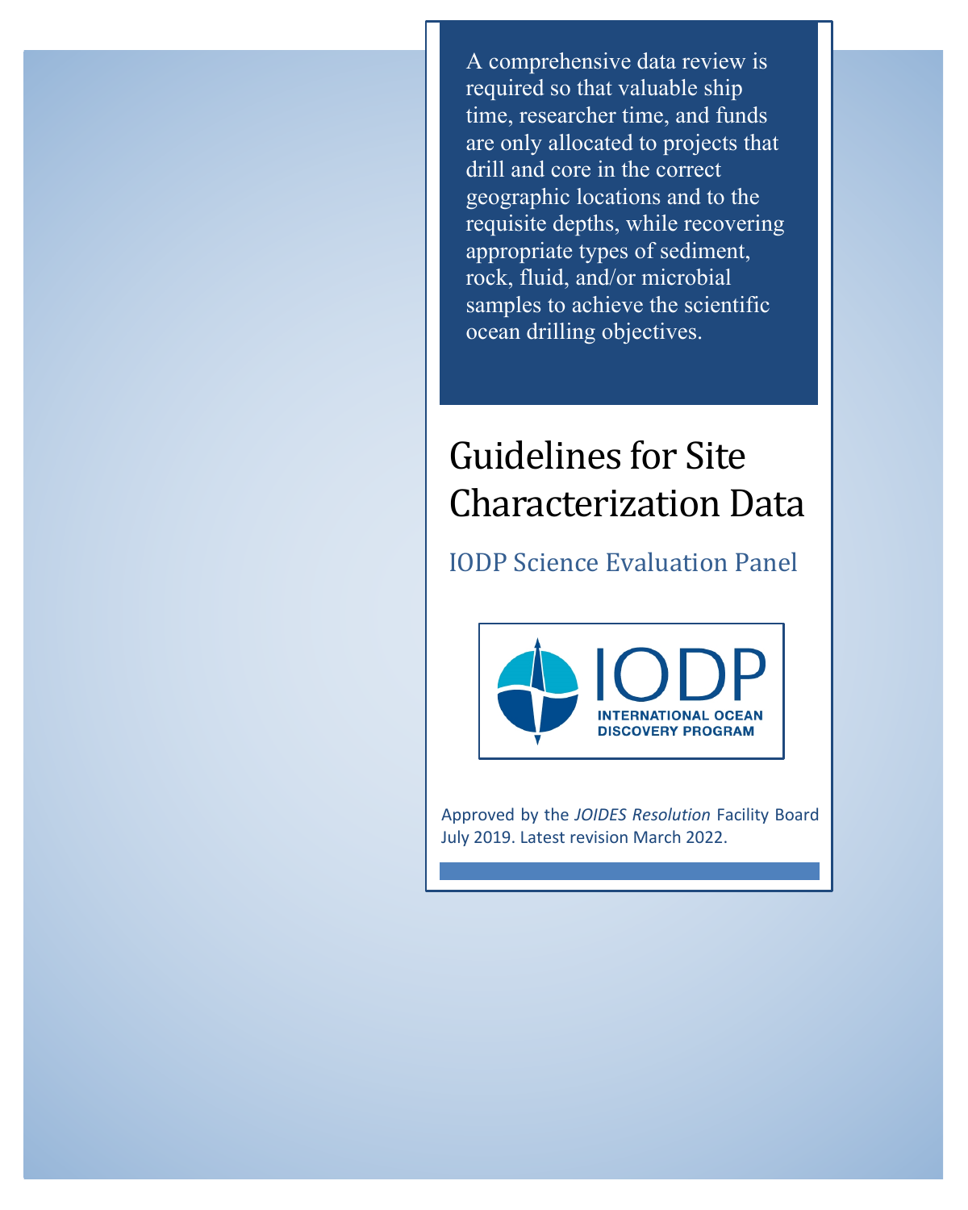A comprehensive data review is required so that valuable ship time, researcher time, and funds are only allocated to projects that drill and core in the correct geographic locations and to the requisite depths, while recovering appropriate types of sediment, rock, fluid, and/or microbial samples to achieve the scientific ocean drilling objectives.

# Guidelines for Site Characterization Data

## IODP Science Evaluation Panel

IODP
INTERNATIONAL OCEAN DISCOVERY PROGRAM

Approved by the *JOIDES Resolution* Facility Board July 2019. Latest revision March 2022.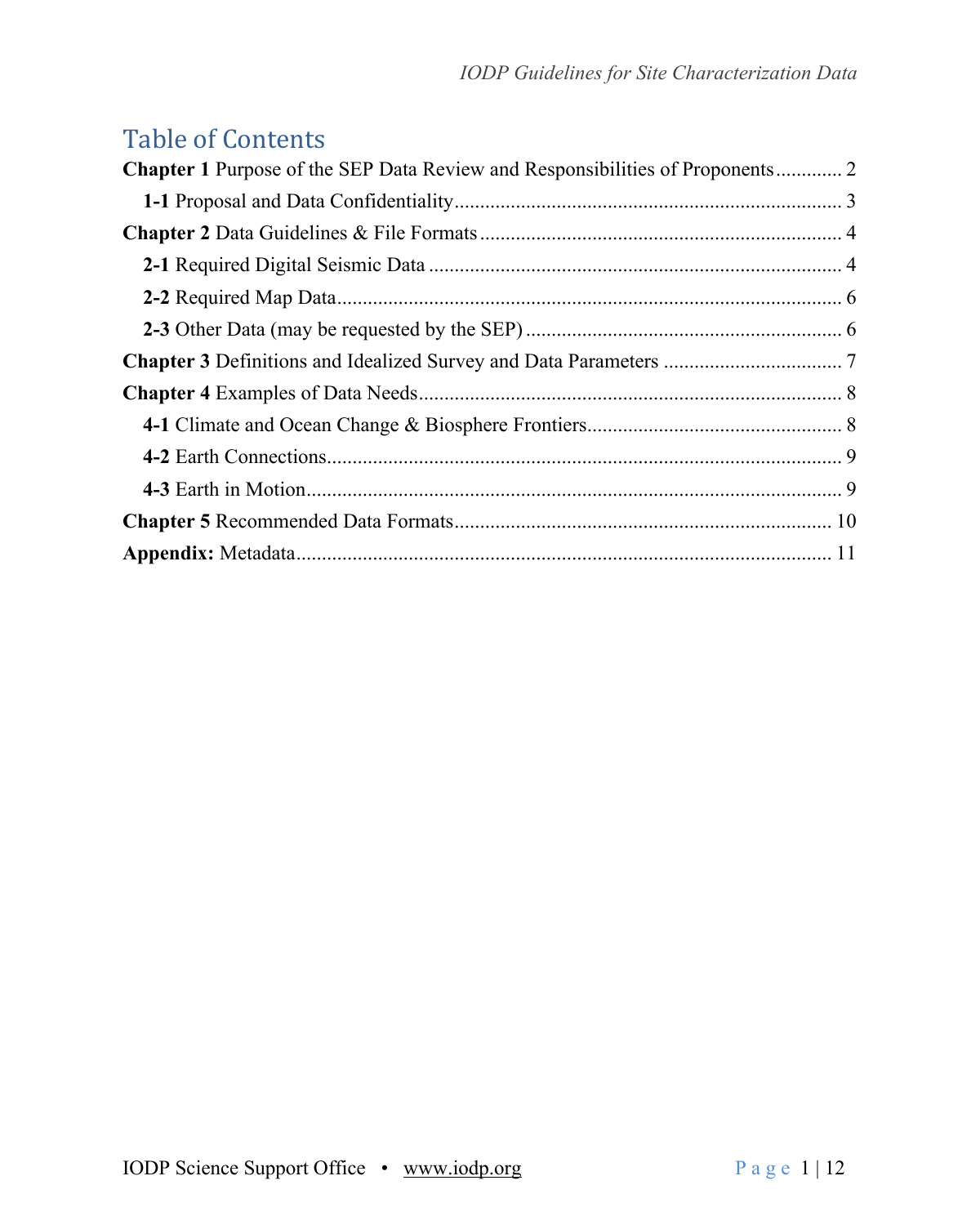# Table of Contents

**Chapter 1** Purpose of the SEP Data Review and Responsibilities of Proponents ............. 2

- **1-1** Proposal and Data Confidentiality ............................................................................ 3

**Chapter 2** Data Guidelines & File Formats ...................................................................... 4

- **2-1** Required Digital Seismic Data ................................................................................. 4
- **2-2** Required Map Data .................................................................................................. 6
- **2-3** Other Data (may be requested by the SEP) .............................................................. 6

**Chapter 3** Definitions and Idealized Survey and Data Parameters ................................... 7

**Chapter 4** Examples of Data Needs .................................................................................. 8

- **4-1** Climate and Ocean Change & Biosphere Frontiers .................................................. 8
- **4-2** Earth Connections .................................................................................................... 9
- **4-3** Earth in Motion ........................................................................................................ 9

**Chapter 5** Recommended Data Formats .......................................................................... 10

**Appendix:** Metadata ......................................................................................................... 11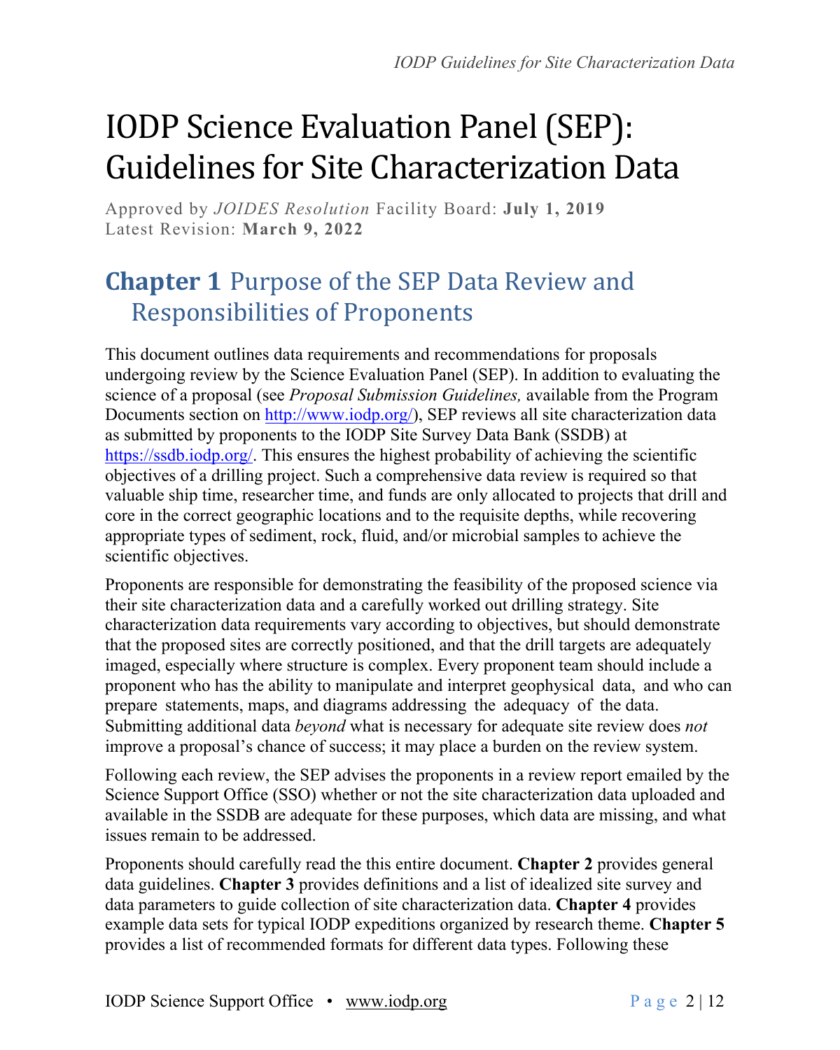// 
# IODP Science Evaluation Panel (SEP): Guidelines for Site Characterization Data

Approved by *JOIDES Resolution* Facility Board: **July 1, 2019**
Latest Revision: **March 9, 2022**

## Chapter 1 Purpose of the SEP Data Review and Responsibilities of Proponents

This document outlines data requirements and recommendations for proposals undergoing review by the Science Evaluation Panel (SEP). In addition to evaluating the science of a proposal (see *Proposal Submission Guidelines,* available from the Program Documents section on http://www.iodp.org/), SEP reviews all site characterization data as submitted by proponents to the IODP Site Survey Data Bank (SSDB) at https://ssdb.iodp.org/. This ensures the highest probability of achieving the scientific objectives of a drilling project. Such a comprehensive data review is required so that valuable ship time, researcher time, and funds are only allocated to projects that drill and core in the correct geographic locations and to the requisite depths, while recovering appropriate types of sediment, rock, fluid, and/or microbial samples to achieve the scientific objectives.

Proponents are responsible for demonstrating the feasibility of the proposed science via their site characterization data and a carefully worked out drilling strategy. Site characterization data requirements vary according to objectives, but should demonstrate that the proposed sites are correctly positioned, and that the drill targets are adequately imaged, especially where structure is complex. Every proponent team should include a proponent who has the ability to manipulate and interpret geophysical data, and who can prepare statements, maps, and diagrams addressing the adequacy of the data. Submitting additional data *beyond* what is necessary for adequate site review does *not* improve a proposal's chance of success; it may place a burden on the review system.

Following each review, the SEP advises the proponents in a review report emailed by the Science Support Office (SSO) whether or not the site characterization data uploaded and available in the SSDB are adequate for these purposes, which data are missing, and what issues remain to be addressed.

Proponents should carefully read the this entire document. **Chapter 2** provides general data guidelines. **Chapter 3** provides definitions and a list of idealized site survey and data parameters to guide collection of site characterization data. **Chapter 4** provides example data sets for typical IODP expeditions organized by research theme. **Chapter 5** provides a list of recommended formats for different data types. Following these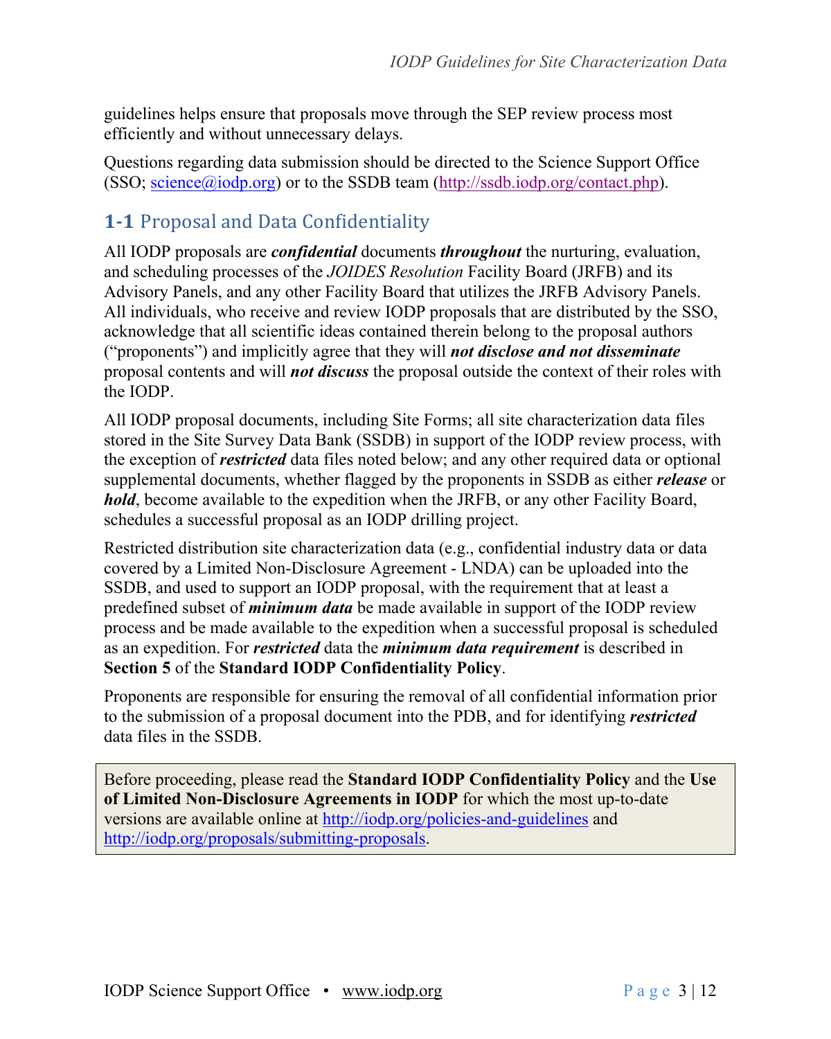guidelines helps ensure that proposals move through the SEP review process most efficiently and without unnecessary delays.

Questions regarding data submission should be directed to the Science Support Office (SSO; science@iodp.org) or to the SSDB team (http://ssdb.iodp.org/contact.php).

## 1-1 Proposal and Data Confidentiality

All IODP proposals are ***confidential*** documents ***throughout*** the nurturing, evaluation, and scheduling processes of the *JOIDES Resolution* Facility Board (JRFB) and its Advisory Panels, and any other Facility Board that utilizes the JRFB Advisory Panels. All individuals, who receive and review IODP proposals that are distributed by the SSO, acknowledge that all scientific ideas contained therein belong to the proposal authors ("proponents") and implicitly agree that they will ***not disclose and not disseminate*** proposal contents and will ***not discuss*** the proposal outside the context of their roles with the IODP.

All IODP proposal documents, including Site Forms; all site characterization data files stored in the Site Survey Data Bank (SSDB) in support of the IODP review process, with the exception of ***restricted*** data files noted below; and any other required data or optional supplemental documents, whether flagged by the proponents in SSDB as either ***release*** or ***hold***, become available to the expedition when the JRFB, or any other Facility Board, schedules a successful proposal as an IODP drilling project.

Restricted distribution site characterization data (e.g., confidential industry data or data covered by a Limited Non-Disclosure Agreement - LNDA) can be uploaded into the SSDB, and used to support an IODP proposal, with the requirement that at least a predefined subset of ***minimum data*** be made available in support of the IODP review process and be made available to the expedition when a successful proposal is scheduled as an expedition. For ***restricted*** data the ***minimum data requirement*** is described in **Section 5** of the **Standard IODP Confidentiality Policy**.

Proponents are responsible for ensuring the removal of all confidential information prior to the submission of a proposal document into the PDB, and for identifying ***restricted*** data files in the SSDB.

> Before proceeding, please read the **Standard IODP Confidentiality Policy** and the **Use of Limited Non-Disclosure Agreements in IODP** for which the most up-to-date versions are available online at http://iodp.org/policies-and-guidelines and http://iodp.org/proposals/submitting-proposals.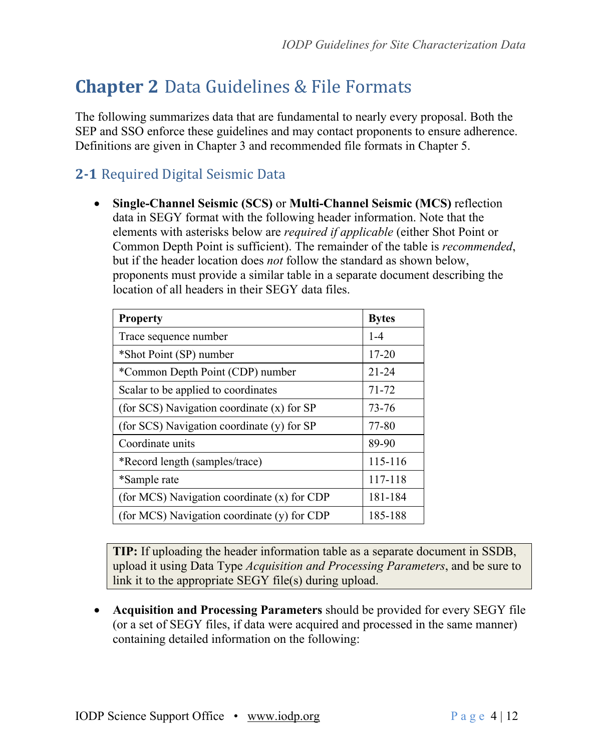# Chapter 2 Data Guidelines & File Formats

The following summarizes data that are fundamental to nearly every proposal. Both the SEP and SSO enforce these guidelines and may contact proponents to ensure adherence. Definitions are given in Chapter 3 and recommended file formats in Chapter 5.

## 2-1 Required Digital Seismic Data

- **Single-Channel Seismic (SCS)** or **Multi-Channel Seismic (MCS)** reflection data in SEGY format with the following header information. Note that the elements with asterisks below are *required if applicable* (either Shot Point or Common Depth Point is sufficient). The remainder of the table is *recommended*, but if the header location does *not* follow the standard as shown below, proponents must provide a similar table in a separate document describing the location of all headers in their SEGY data files.

| Property | Bytes |
|---|---|
| Trace sequence number | 1-4 |
| *Shot Point (SP) number | 17-20 |
| *Common Depth Point (CDP) number | 21-24 |
| Scalar to be applied to coordinates | 71-72 |
| (for SCS) Navigation coordinate (x) for SP | 73-76 |
| (for SCS) Navigation coordinate (y) for SP | 77-80 |
| Coordinate units | 89-90 |
| *Record length (samples/trace) | 115-116 |
| *Sample rate | 117-118 |
| (for MCS) Navigation coordinate (x) for CDP | 181-184 |
| (for MCS) Navigation coordinate (y) for CDP | 185-188 |

> **TIP:** If uploading the header information table as a separate document in SSDB, upload it using Data Type *Acquisition and Processing Parameters*, and be sure to link it to the appropriate SEGY file(s) during upload.

- **Acquisition and Processing Parameters** should be provided for every SEGY file (or a set of SEGY files, if data were acquired and processed in the same manner) containing detailed information on the following: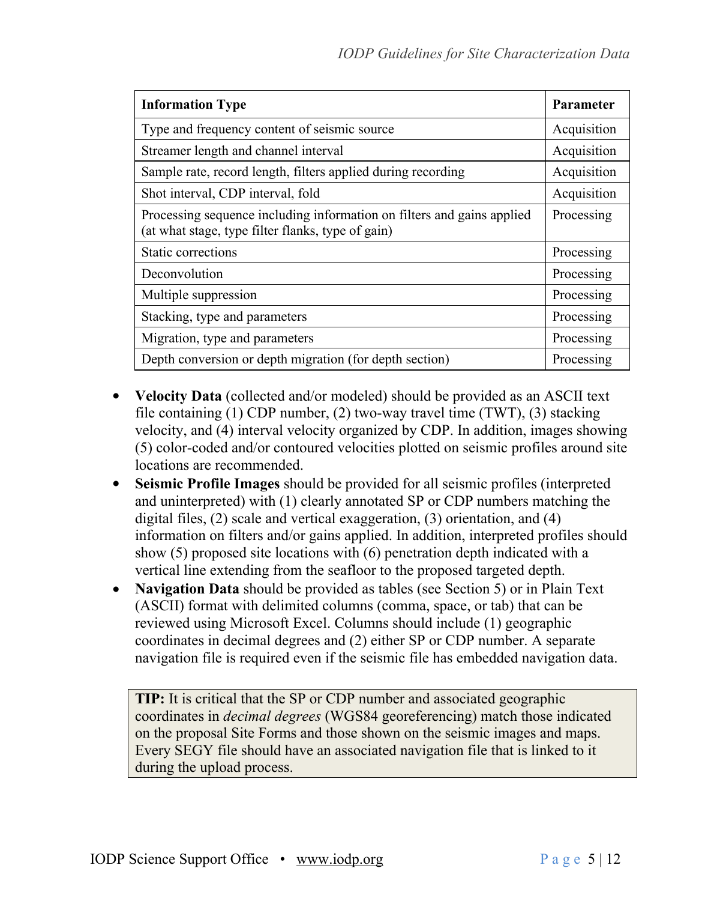| **Information Type** | **Parameter** |
|---|---|
| Type and frequency content of seismic source | Acquisition |
| Streamer length and channel interval | Acquisition |
| Sample rate, record length, filters applied during recording | Acquisition |
| Shot interval, CDP interval, fold | Acquisition |
| Processing sequence including information on filters and gains applied (at what stage, type filter flanks, type of gain) | Processing |
| Static corrections | Processing |
| Deconvolution | Processing |
| Multiple suppression | Processing |
| Stacking, type and parameters | Processing |
| Migration, type and parameters | Processing |
| Depth conversion or depth migration (for depth section) | Processing |

- **Velocity Data** (collected and/or modeled) should be provided as an ASCII text file containing (1) CDP number, (2) two-way travel time (TWT), (3) stacking velocity, and (4) interval velocity organized by CDP. In addition, images showing (5) color-coded and/or contoured velocities plotted on seismic profiles around site locations are recommended.
- **Seismic Profile Images** should be provided for all seismic profiles (interpreted and uninterpreted) with (1) clearly annotated SP or CDP numbers matching the digital files, (2) scale and vertical exaggeration, (3) orientation, and (4) information on filters and/or gains applied. In addition, interpreted profiles should show (5) proposed site locations with (6) penetration depth indicated with a vertical line extending from the seafloor to the proposed targeted depth.
- **Navigation Data** should be provided as tables (see Section 5) or in Plain Text (ASCII) format with delimited columns (comma, space, or tab) that can be reviewed using Microsoft Excel. Columns should include (1) geographic coordinates in decimal degrees and (2) either SP or CDP number. A separate navigation file is required even if the seismic file has embedded navigation data.

> **TIP:** It is critical that the SP or CDP number and associated geographic coordinates in *decimal degrees* (WGS84 georeferencing) match those indicated on the proposal Site Forms and those shown on the seismic images and maps. Every SEGY file should have an associated navigation file that is linked to it during the upload process.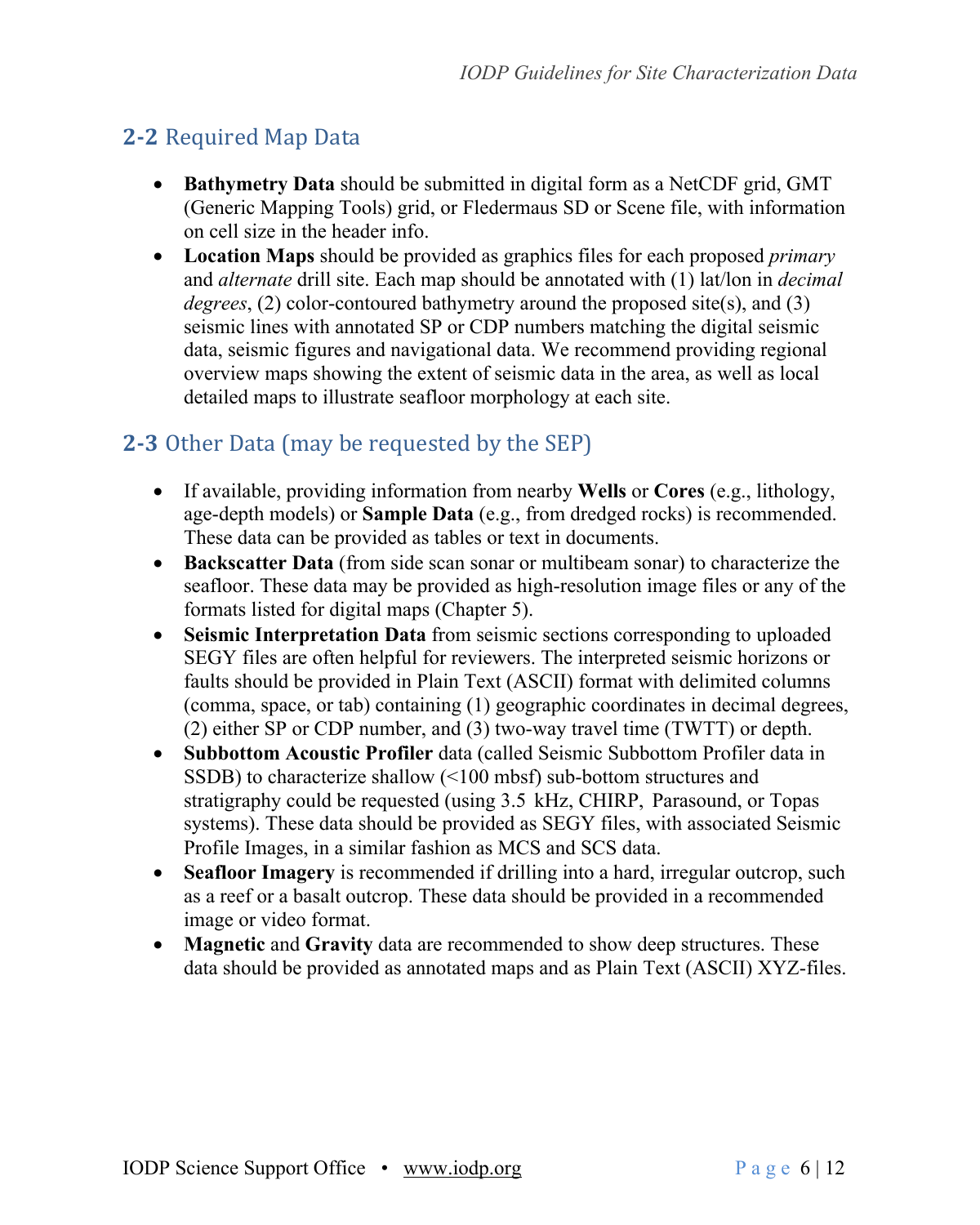## 2-2 Required Map Data

- **Bathymetry Data** should be submitted in digital form as a NetCDF grid, GMT (Generic Mapping Tools) grid, or Fledermaus SD or Scene file, with information on cell size in the header info.
- **Location Maps** should be provided as graphics files for each proposed *primary* and *alternate* drill site. Each map should be annotated with (1) lat/lon in *decimal degrees*, (2) color-contoured bathymetry around the proposed site(s), and (3) seismic lines with annotated SP or CDP numbers matching the digital seismic data, seismic figures and navigational data. We recommend providing regional overview maps showing the extent of seismic data in the area, as well as local detailed maps to illustrate seafloor morphology at each site.

## 2-3 Other Data (may be requested by the SEP)

- If available, providing information from nearby **Wells** or **Cores** (e.g., lithology, age-depth models) or **Sample Data** (e.g., from dredged rocks) is recommended. These data can be provided as tables or text in documents.
- **Backscatter Data** (from side scan sonar or multibeam sonar) to characterize the seafloor. These data may be provided as high-resolution image files or any of the formats listed for digital maps (Chapter 5).
- **Seismic Interpretation Data** from seismic sections corresponding to uploaded SEGY files are often helpful for reviewers. The interpreted seismic horizons or faults should be provided in Plain Text (ASCII) format with delimited columns (comma, space, or tab) containing (1) geographic coordinates in decimal degrees, (2) either SP or CDP number, and (3) two-way travel time (TWTT) or depth.
- **Subbottom Acoustic Profiler** data (called Seismic Subbottom Profiler data in SSDB) to characterize shallow (<100 mbsf) sub-bottom structures and stratigraphy could be requested (using 3.5 kHz, CHIRP, Parasound, or Topas systems). These data should be provided as SEGY files, with associated Seismic Profile Images, in a similar fashion as MCS and SCS data.
- **Seafloor Imagery** is recommended if drilling into a hard, irregular outcrop, such as a reef or a basalt outcrop. These data should be provided in a recommended image or video format.
- **Magnetic** and **Gravity** data are recommended to show deep structures. These data should be provided as annotated maps and as Plain Text (ASCII) XYZ-files.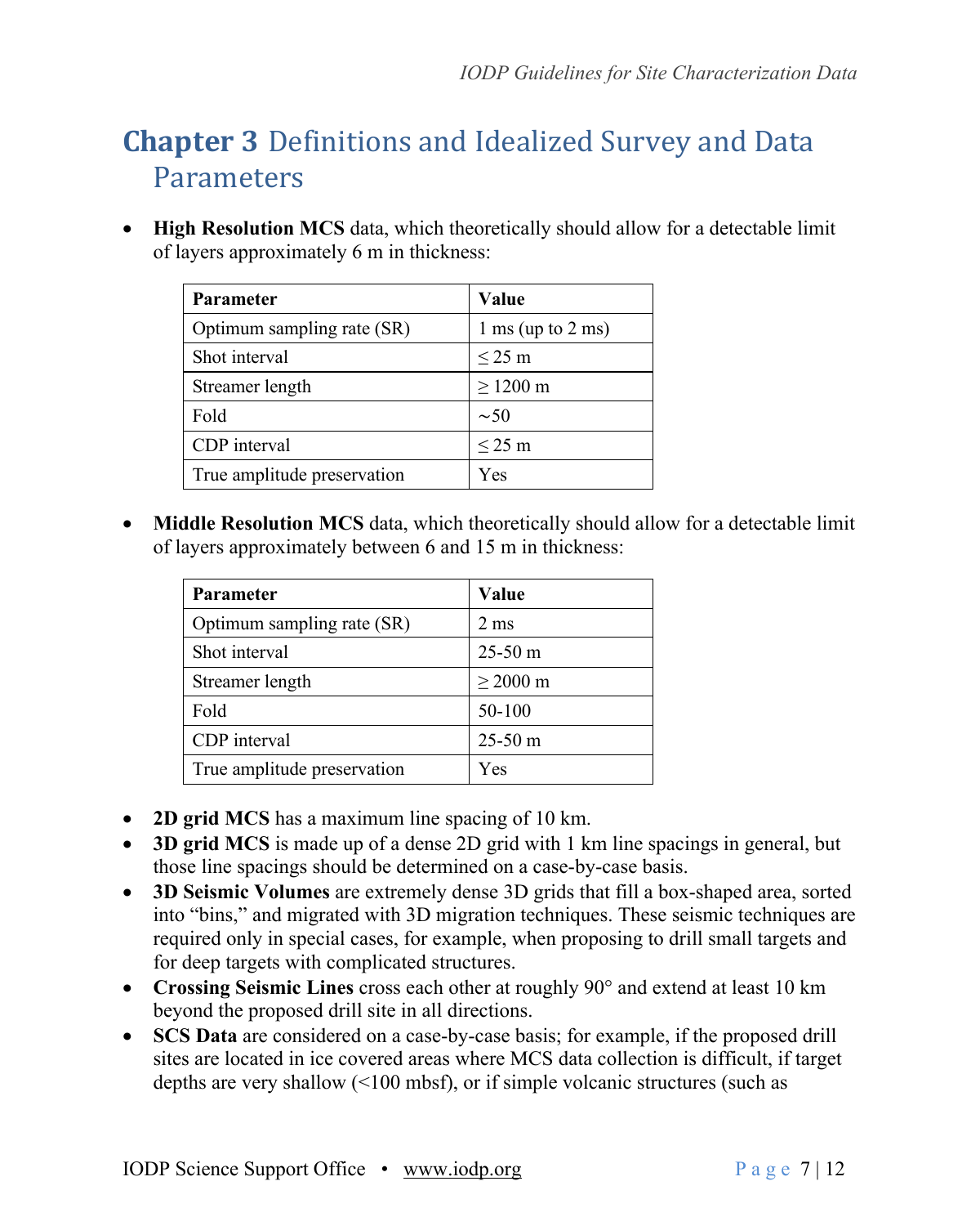# Chapter 3 Definitions and Idealized Survey and Data Parameters

- **High Resolution MCS** data, which theoretically should allow for a detectable limit of layers approximately 6 m in thickness:

| Parameter | Value |
|---|---|
| Optimum sampling rate (SR) | 1 ms (up to 2 ms) |
| Shot interval | ≤ 25 m |
| Streamer length | ≥ 1200 m |
| Fold | ~50 |
| CDP interval | ≤ 25 m |
| True amplitude preservation | Yes |

- **Middle Resolution MCS** data, which theoretically should allow for a detectable limit of layers approximately between 6 and 15 m in thickness:

| Parameter | Value |
|---|---|
| Optimum sampling rate (SR) | 2 ms |
| Shot interval | 25-50 m |
| Streamer length | ≥ 2000 m |
| Fold | 50-100 |
| CDP interval | 25-50 m |
| True amplitude preservation | Yes |

- **2D grid MCS** has a maximum line spacing of 10 km.
- **3D grid MCS** is made up of a dense 2D grid with 1 km line spacings in general, but those line spacings should be determined on a case-by-case basis.
- **3D Seismic Volumes** are extremely dense 3D grids that fill a box-shaped area, sorted into "bins," and migrated with 3D migration techniques. These seismic techniques are required only in special cases, for example, when proposing to drill small targets and for deep targets with complicated structures.
- **Crossing Seismic Lines** cross each other at roughly 90° and extend at least 10 km beyond the proposed drill site in all directions.
- **SCS Data** are considered on a case-by-case basis; for example, if the proposed drill sites are located in ice covered areas where MCS data collection is difficult, if target depths are very shallow (<100 mbsf), or if simple volcanic structures (such as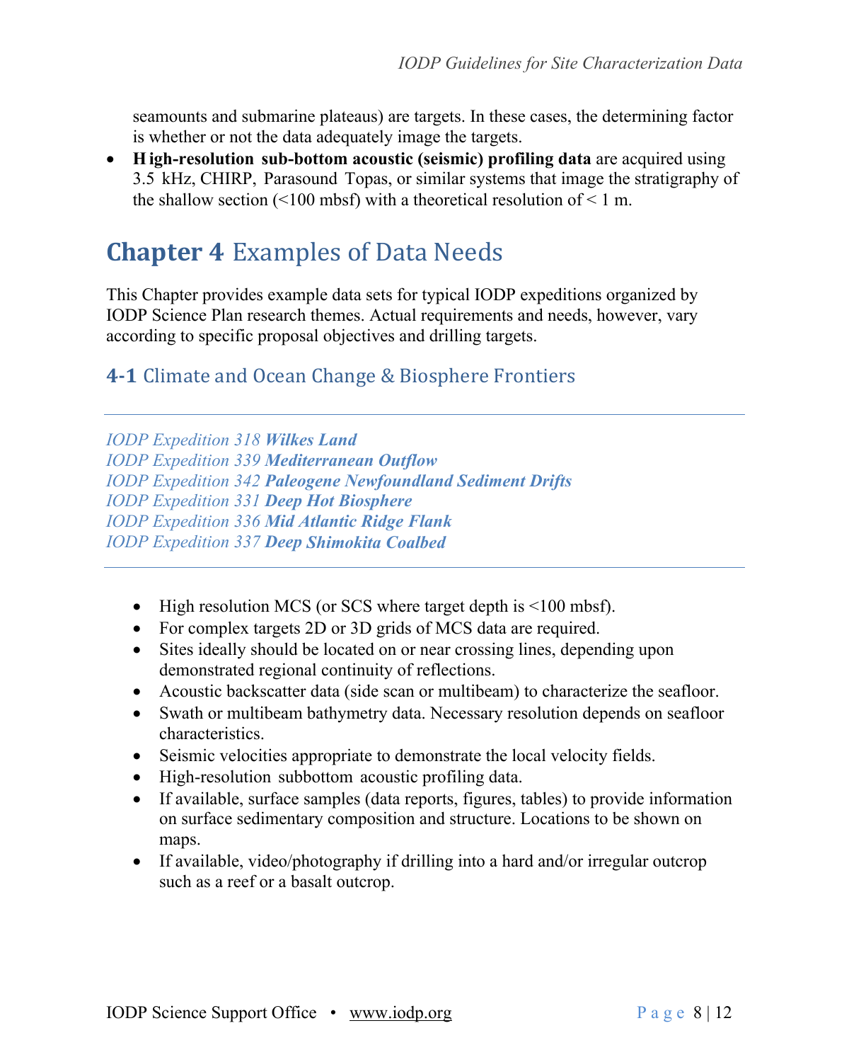seamounts and submarine plateaus) are targets. In these cases, the determining factor is whether or not the data adequately image the targets.

- **High-resolution sub-bottom acoustic (seismic) profiling data** are acquired using 3.5 kHz, CHIRP, Parasound Topas, or similar systems that image the stratigraphy of the shallow section (<100 mbsf) with a theoretical resolution of < 1 m.

# Chapter 4 Examples of Data Needs

This Chapter provides example data sets for typical IODP expeditions organized by IODP Science Plan research themes. Actual requirements and needs, however, vary according to specific proposal objectives and drilling targets.

## 4-1 Climate and Ocean Change & Biosphere Frontiers

---

*IODP Expedition 318* ***Wilkes Land***
*IODP Expedition 339* ***Mediterranean Outflow***
*IODP Expedition 342* ***Paleogene Newfoundland Sediment Drifts***
*IODP Expedition 331* ***Deep Hot Biosphere***
*IODP Expedition 336* ***Mid Atlantic Ridge Flank***
*IODP Expedition 337* ***Deep Shimokita Coalbed***

---

- High resolution MCS (or SCS where target depth is <100 mbsf).
- For complex targets 2D or 3D grids of MCS data are required.
- Sites ideally should be located on or near crossing lines, depending upon demonstrated regional continuity of reflections.
- Acoustic backscatter data (side scan or multibeam) to characterize the seafloor.
- Swath or multibeam bathymetry data. Necessary resolution depends on seafloor characteristics.
- Seismic velocities appropriate to demonstrate the local velocity fields.
- High-resolution subbottom acoustic profiling data.
- If available, surface samples (data reports, figures, tables) to provide information on surface sedimentary composition and structure. Locations to be shown on maps.
- If available, video/photography if drilling into a hard and/or irregular outcrop such as a reef or a basalt outcrop.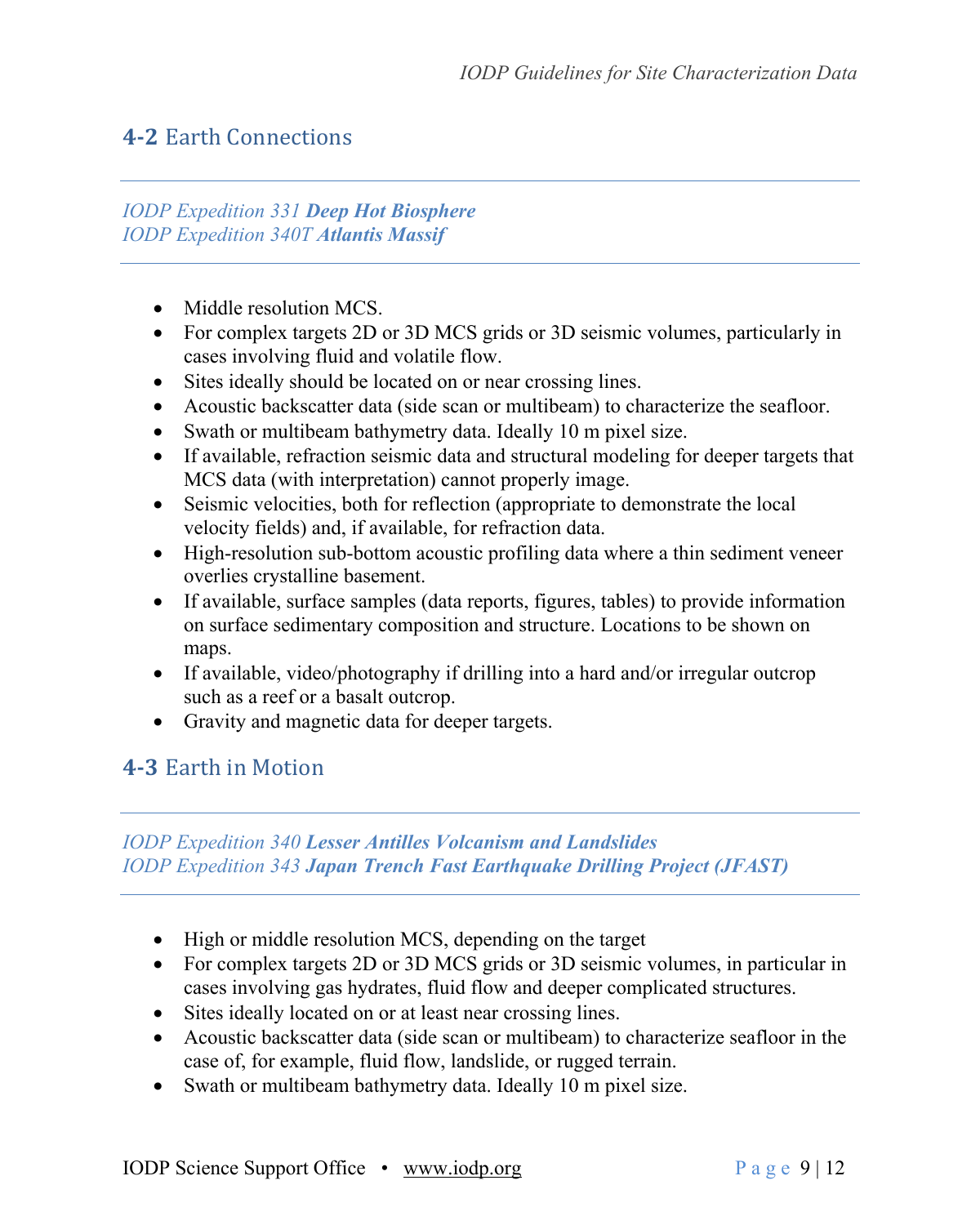## 4-2 Earth Connections

---

*IODP Expedition 331* ***Deep Hot Biosphere***
*IODP Expedition 340T* ***Atlantis Massif***

---

- Middle resolution MCS.
- For complex targets 2D or 3D MCS grids or 3D seismic volumes, particularly in cases involving fluid and volatile flow.
- Sites ideally should be located on or near crossing lines.
- Acoustic backscatter data (side scan or multibeam) to characterize the seafloor.
- Swath or multibeam bathymetry data. Ideally 10 m pixel size.
- If available, refraction seismic data and structural modeling for deeper targets that MCS data (with interpretation) cannot properly image.
- Seismic velocities, both for reflection (appropriate to demonstrate the local velocity fields) and, if available, for refraction data.
- High-resolution sub-bottom acoustic profiling data where a thin sediment veneer overlies crystalline basement.
- If available, surface samples (data reports, figures, tables) to provide information on surface sedimentary composition and structure. Locations to be shown on maps.
- If available, video/photography if drilling into a hard and/or irregular outcrop such as a reef or a basalt outcrop.
- Gravity and magnetic data for deeper targets.

## 4-3 Earth in Motion

---

*IODP Expedition 340* ***Lesser Antilles Volcanism and Landslides***
*IODP Expedition 343* ***Japan Trench Fast Earthquake Drilling Project (JFAST)***

---

- High or middle resolution MCS, depending on the target
- For complex targets 2D or 3D MCS grids or 3D seismic volumes, in particular in cases involving gas hydrates, fluid flow and deeper complicated structures.
- Sites ideally located on or at least near crossing lines.
- Acoustic backscatter data (side scan or multibeam) to characterize seafloor in the case of, for example, fluid flow, landslide, or rugged terrain.
- Swath or multibeam bathymetry data. Ideally 10 m pixel size.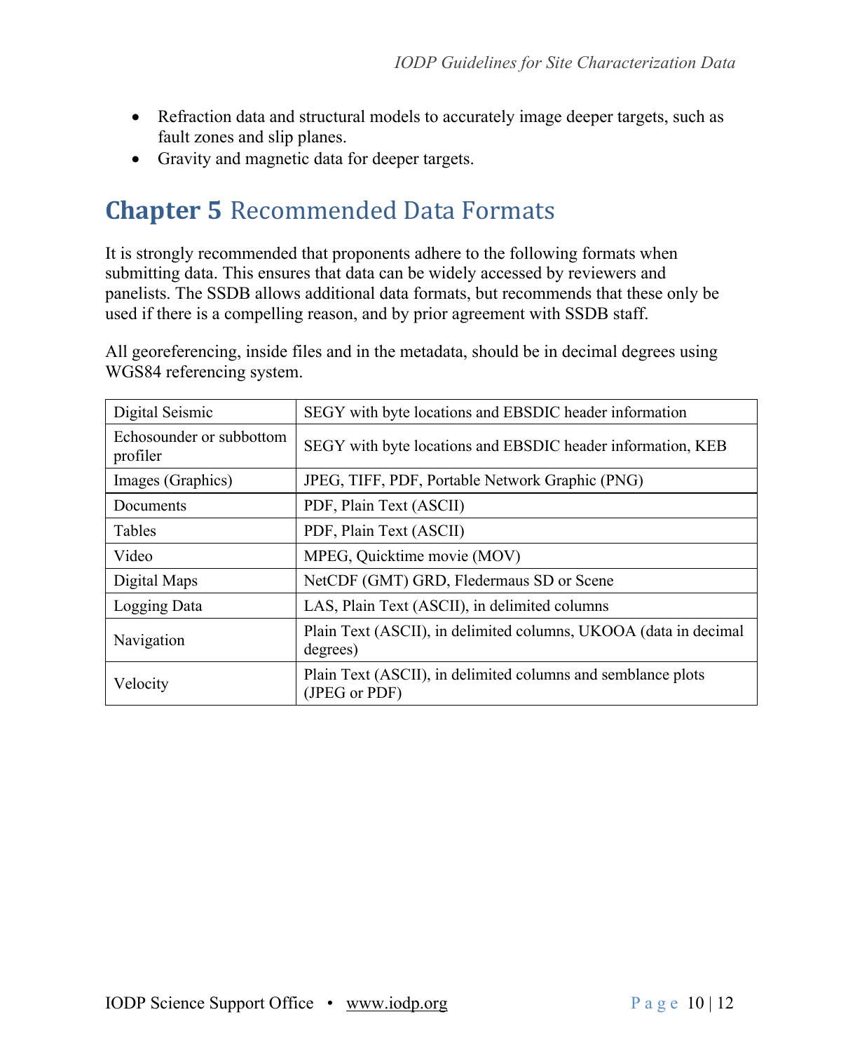- Refraction data and structural models to accurately image deeper targets, such as fault zones and slip planes.
- Gravity and magnetic data for deeper targets.

# Chapter 5 Recommended Data Formats

It is strongly recommended that proponents adhere to the following formats when submitting data. This ensures that data can be widely accessed by reviewers and panelists. The SSDB allows additional data formats, but recommends that these only be used if there is a compelling reason, and by prior agreement with SSDB staff.

All georeferencing, inside files and in the metadata, should be in decimal degrees using WGS84 referencing system.

| Data Type | Format |
|---|---|
| Digital Seismic | SEGY with byte locations and EBSDIC header information |
| Echosounder or subbottom profiler | SEGY with byte locations and EBSDIC header information, KEB |
| Images (Graphics) | JPEG, TIFF, PDF, Portable Network Graphic (PNG) |
| Documents | PDF, Plain Text (ASCII) |
| Tables | PDF, Plain Text (ASCII) |
| Video | MPEG, Quicktime movie (MOV) |
| Digital Maps | NetCDF (GMT) GRD, Fledermaus SD or Scene |
| Logging Data | LAS, Plain Text (ASCII), in delimited columns |
| Navigation | Plain Text (ASCII), in delimited columns, UKOOA (data in decimal degrees) |
| Velocity | Plain Text (ASCII), in delimited columns and semblance plots (JPEG or PDF) |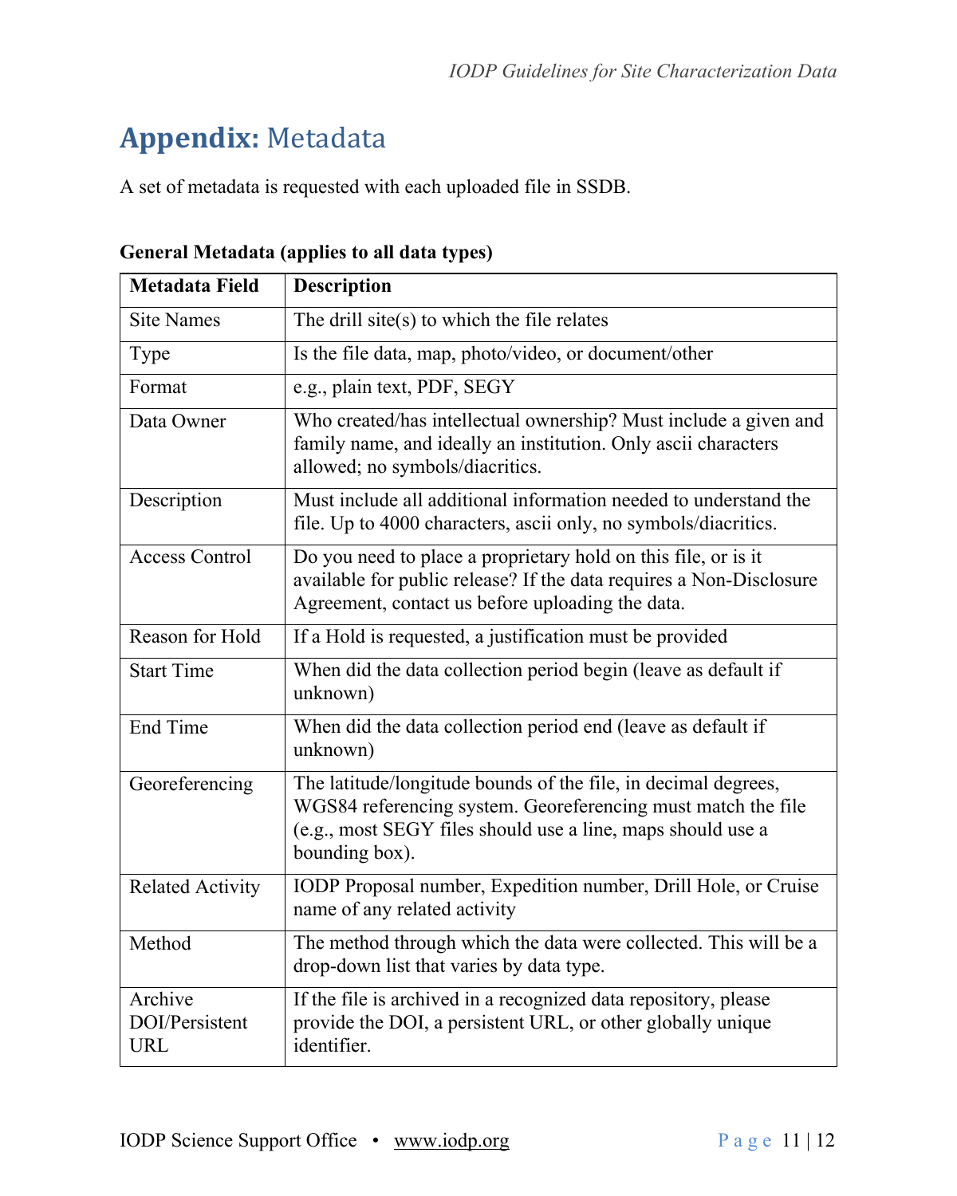# **Appendix:** Metadata

A set of metadata is requested with each uploaded file in SSDB.

**General Metadata (applies to all data types)**

| Metadata Field | Description |
|---|---|
| Site Names | The drill site(s) to which the file relates |
| Type | Is the file data, map, photo/video, or document/other |
| Format | e.g., plain text, PDF, SEGY |
| Data Owner | Who created/has intellectual ownership? Must include a given and family name, and ideally an institution. Only ascii characters allowed; no symbols/diacritics. |
| Description | Must include all additional information needed to understand the file. Up to 4000 characters, ascii only, no symbols/diacritics. |
| Access Control | Do you need to place a proprietary hold on this file, or is it available for public release? If the data requires a Non-Disclosure Agreement, contact us before uploading the data. |
| Reason for Hold | If a Hold is requested, a justification must be provided |
| Start Time | When did the data collection period begin (leave as default if unknown) |
| End Time | When did the data collection period end (leave as default if unknown) |
| Georeferencing | The latitude/longitude bounds of the file, in decimal degrees, WGS84 referencing system. Georeferencing must match the file (e.g., most SEGY files should use a line, maps should use a bounding box). |
| Related Activity | IODP Proposal number, Expedition number, Drill Hole, or Cruise name of any related activity |
| Method | The method through which the data were collected. This will be a drop-down list that varies by data type. |
| Archive DOI/Persistent URL | If the file is archived in a recognized data repository, please provide the DOI, a persistent URL, or other globally unique identifier. |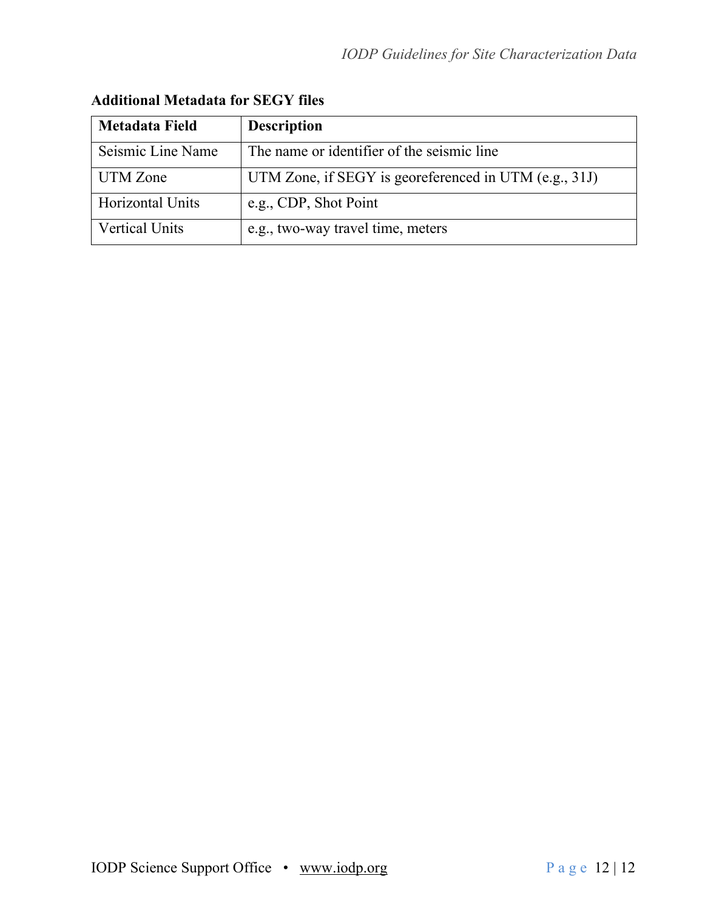**Additional Metadata for SEGY files**

| Metadata Field | Description |
| --- | --- |
| Seismic Line Name | The name or identifier of the seismic line |
| UTM Zone | UTM Zone, if SEGY is georeferenced in UTM (e.g., 31J) |
| Horizontal Units | e.g., CDP, Shot Point |
| Vertical Units | e.g., two-way travel time, meters |